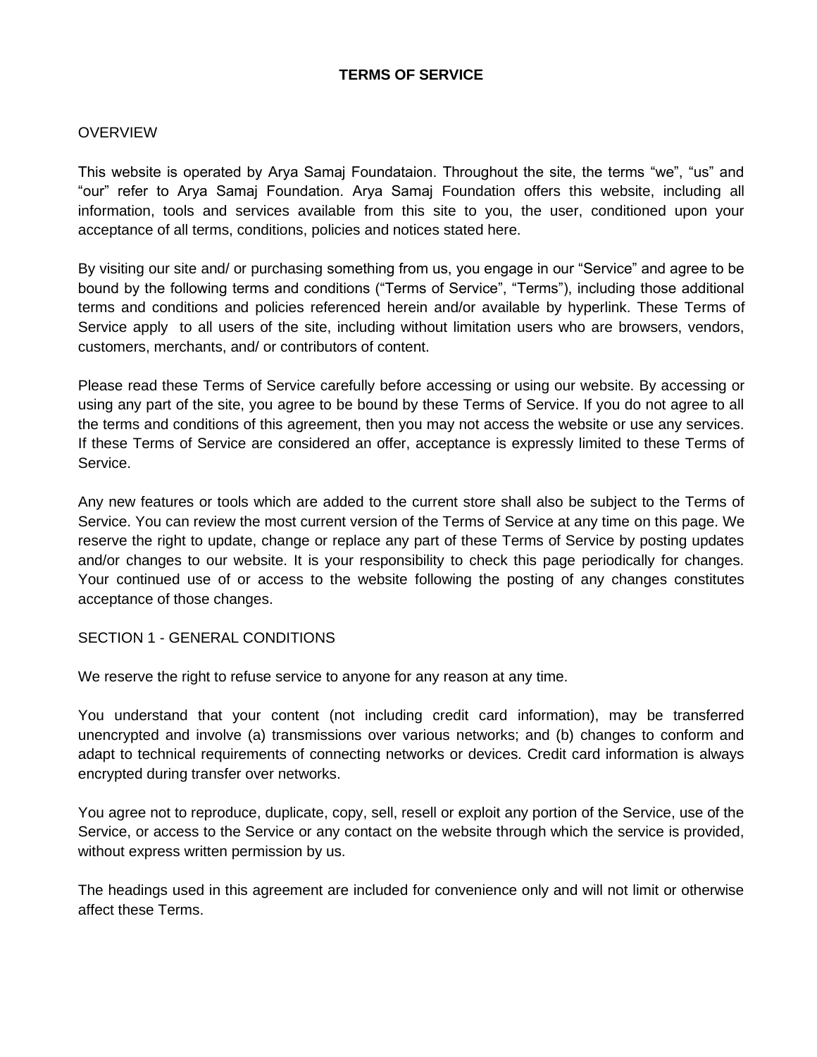# TERMS OF SERVICE

## OVERVIEW

This website is operated by Arya Samaj Foundataion. Throughout the site, the terms “we”, “us” and “our” refer to Arya Samaj Foundation. Arya Samaj Foundation offers this website, including all information, tools and services available from this site to you, the user, conditioned upon your acceptance of all terms, conditions, policies and notices stated here.

By visiting our site and/ or purchasing something from us, you engage in our “Service” and agree to be bound by the following terms and conditions (“Terms of Service”, “Terms”), including those additional terms and conditions and policies referenced herein and/or available by hyperlink. These Terms of Service apply to all users of the site, including without limitation users who are browsers, vendors, customers, merchants, and/ or contributors of content.

Please read these Terms of Service carefully before accessing or using our website. By accessing or using any part of the site, you agree to be bound by these Terms of Service. If you do not agree to all the terms and conditions of this agreement, then you may not access the website or use any services. If these Terms of Service are considered an offer, acceptance is expressly limited to these Terms of Service.

Any new features or tools which are added to the current store shall also be subject to the Terms of Service. You can review the most current version of the Terms of Service at any time on this page. We reserve the right to update, change or replace any part of these Terms of Service by posting updates and/or changes to our website. It is your responsibility to check this page periodically for changes. Your continued use of or access to the website following the posting of any changes constitutes acceptance of those changes.

## SECTION 1 - GENERAL CONDITIONS

We reserve the right to refuse service to anyone for any reason at any time.

You understand that your content (not including credit card information), may be transferred unencrypted and involve (a) transmissions over various networks; and (b) changes to conform and adapt to technical requirements of connecting networks or devices. Credit card information is always encrypted during transfer over networks.

You agree not to reproduce, duplicate, copy, sell, resell or exploit any portion of the Service, use of the Service, or access to the Service or any contact on the website through which the service is provided, without express written permission by us.

The headings used in this agreement are included for convenience only and will not limit or otherwise affect these Terms.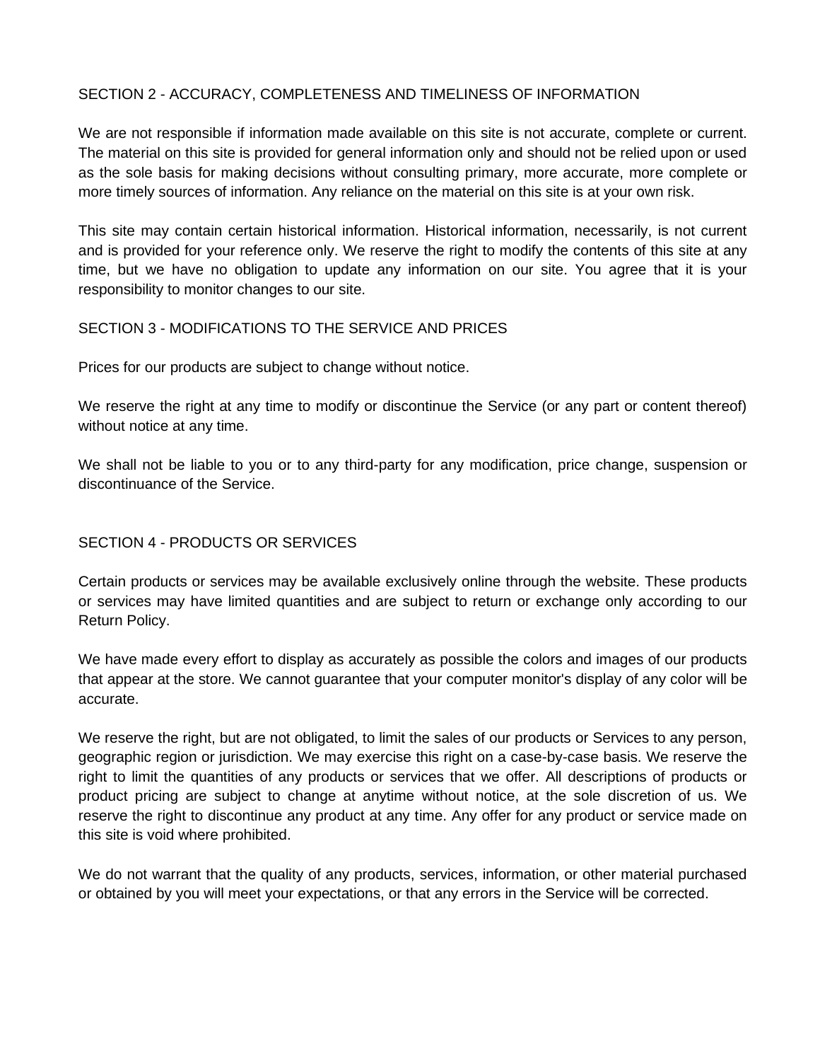## SECTION 2 - ACCURACY, COMPLETENESS AND TIMELINESS OF INFORMATION

We are not responsible if information made available on this site is not accurate, complete or current. The material on this site is provided for general information only and should not be relied upon or used as the sole basis for making decisions without consulting primary, more accurate, more complete or more timely sources of information. Any reliance on the material on this site is at your own risk.

This site may contain certain historical information. Historical information, necessarily, is not current and is provided for your reference only. We reserve the right to modify the contents of this site at any time, but we have no obligation to update any information on our site. You agree that it is your responsibility to monitor changes to our site.

## SECTION 3 - MODIFICATIONS TO THE SERVICE AND PRICES

Prices for our products are subject to change without notice.

We reserve the right at any time to modify or discontinue the Service (or any part or content thereof) without notice at any time.

We shall not be liable to you or to any third-party for any modification, price change, suspension or discontinuance of the Service.

## SECTION 4 - PRODUCTS OR SERVICES

Certain products or services may be available exclusively online through the website. These products or services may have limited quantities and are subject to return or exchange only according to our Return Policy.

We have made every effort to display as accurately as possible the colors and images of our products that appear at the store. We cannot guarantee that your computer monitor's display of any color will be accurate.

We reserve the right, but are not obligated, to limit the sales of our products or Services to any person, geographic region or jurisdiction. We may exercise this right on a case-by-case basis. We reserve the right to limit the quantities of any products or services that we offer. All descriptions of products or product pricing are subject to change at anytime without notice, at the sole discretion of us. We reserve the right to discontinue any product at any time. Any offer for any product or service made on this site is void where prohibited.

We do not warrant that the quality of any products, services, information, or other material purchased or obtained by you will meet your expectations, or that any errors in the Service will be corrected.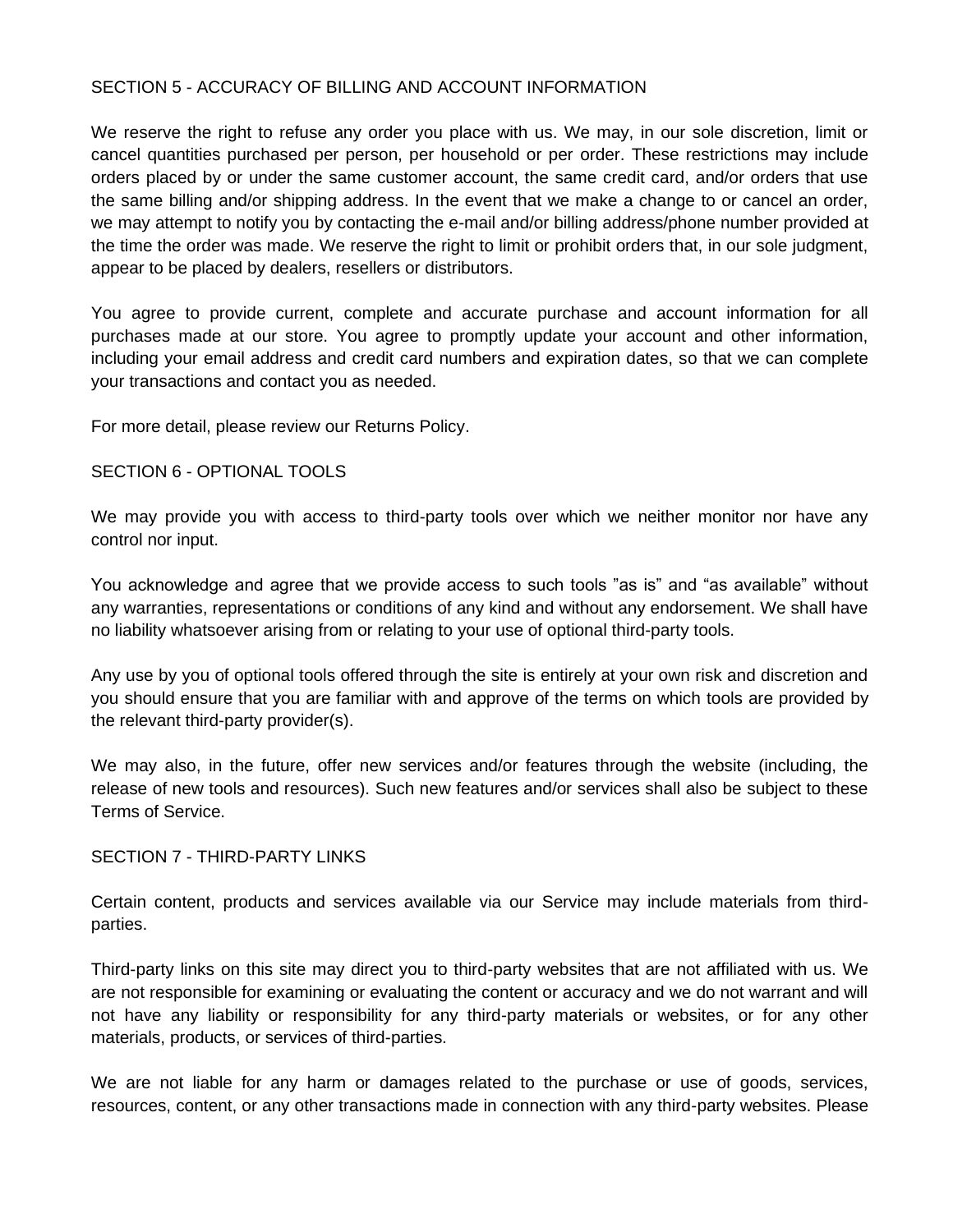## SECTION 5 - ACCURACY OF BILLING AND ACCOUNT INFORMATION

We reserve the right to refuse any order you place with us. We may, in our sole discretion, limit or cancel quantities purchased per person, per household or per order. These restrictions may include orders placed by or under the same customer account, the same credit card, and/or orders that use the same billing and/or shipping address. In the event that we make a change to or cancel an order, we may attempt to notify you by contacting the e-mail and/or billing address/phone number provided at the time the order was made. We reserve the right to limit or prohibit orders that, in our sole judgment, appear to be placed by dealers, resellers or distributors.

You agree to provide current, complete and accurate purchase and account information for all purchases made at our store. You agree to promptly update your account and other information, including your email address and credit card numbers and expiration dates, so that we can complete your transactions and contact you as needed.

For more detail, please review our Returns Policy.

## SECTION 6 - OPTIONAL TOOLS

We may provide you with access to third-party tools over which we neither monitor nor have any control nor input.

You acknowledge and agree that we provide access to such tools ”as is” and “as available” without any warranties, representations or conditions of any kind and without any endorsement. We shall have no liability whatsoever arising from or relating to your use of optional third-party tools.

Any use by you of optional tools offered through the site is entirely at your own risk and discretion and you should ensure that you are familiar with and approve of the terms on which tools are provided by the relevant third-party provider(s).

We may also, in the future, offer new services and/or features through the website (including, the release of new tools and resources). Such new features and/or services shall also be subject to these Terms of Service.

## SECTION 7 - THIRD-PARTY LINKS

Certain content, products and services available via our Service may include materials from third-parties.

Third-party links on this site may direct you to third-party websites that are not affiliated with us. We are not responsible for examining or evaluating the content or accuracy and we do not warrant and will not have any liability or responsibility for any third-party materials or websites, or for any other materials, products, or services of third-parties.

We are not liable for any harm or damages related to the purchase or use of goods, services, resources, content, or any other transactions made in connection with any third-party websites. Please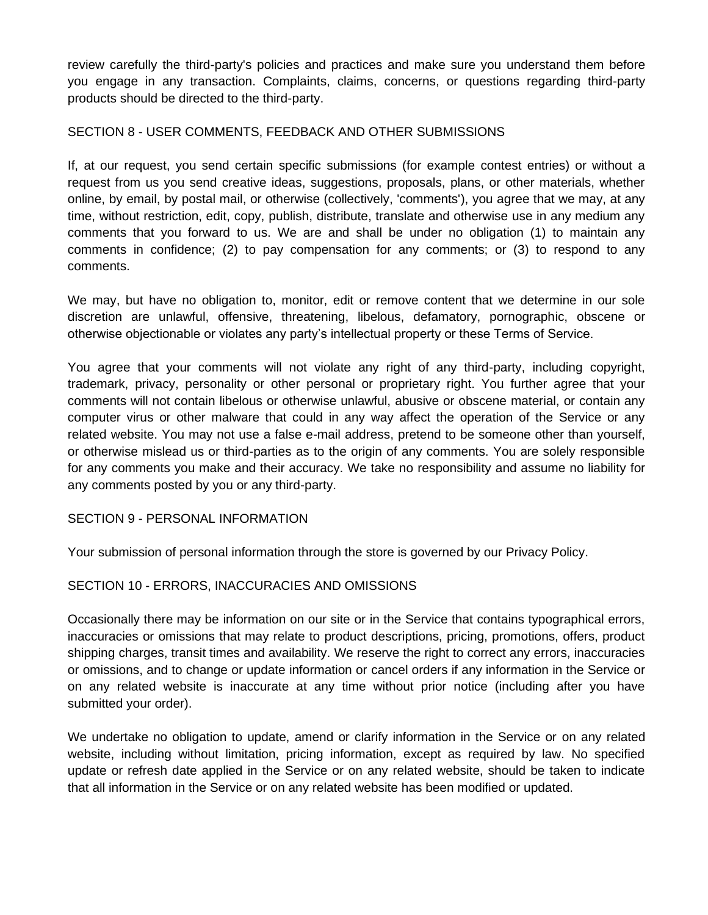review carefully the third-party's policies and practices and make sure you understand them before you engage in any transaction. Complaints, claims, concerns, or questions regarding third-party products should be directed to the third-party.

## SECTION 8 - USER COMMENTS, FEEDBACK AND OTHER SUBMISSIONS

If, at our request, you send certain specific submissions (for example contest entries) or without a request from us you send creative ideas, suggestions, proposals, plans, or other materials, whether online, by email, by postal mail, or otherwise (collectively, 'comments'), you agree that we may, at any time, without restriction, edit, copy, publish, distribute, translate and otherwise use in any medium any comments that you forward to us. We are and shall be under no obligation (1) to maintain any comments in confidence; (2) to pay compensation for any comments; or (3) to respond to any comments.

We may, but have no obligation to, monitor, edit or remove content that we determine in our sole discretion are unlawful, offensive, threatening, libelous, defamatory, pornographic, obscene or otherwise objectionable or violates any party's intellectual property or these Terms of Service.

You agree that your comments will not violate any right of any third-party, including copyright, trademark, privacy, personality or other personal or proprietary right. You further agree that your comments will not contain libelous or otherwise unlawful, abusive or obscene material, or contain any computer virus or other malware that could in any way affect the operation of the Service or any related website. You may not use a false e-mail address, pretend to be someone other than yourself, or otherwise mislead us or third-parties as to the origin of any comments. You are solely responsible for any comments you make and their accuracy. We take no responsibility and assume no liability for any comments posted by you or any third-party.

## SECTION 9 - PERSONAL INFORMATION

Your submission of personal information through the store is governed by our Privacy Policy.

## SECTION 10 - ERRORS, INACCURACIES AND OMISSIONS

Occasionally there may be information on our site or in the Service that contains typographical errors, inaccuracies or omissions that may relate to product descriptions, pricing, promotions, offers, product shipping charges, transit times and availability. We reserve the right to correct any errors, inaccuracies or omissions, and to change or update information or cancel orders if any information in the Service or on any related website is inaccurate at any time without prior notice (including after you have submitted your order).

We undertake no obligation to update, amend or clarify information in the Service or on any related website, including without limitation, pricing information, except as required by law. No specified update or refresh date applied in the Service or on any related website, should be taken to indicate that all information in the Service or on any related website has been modified or updated.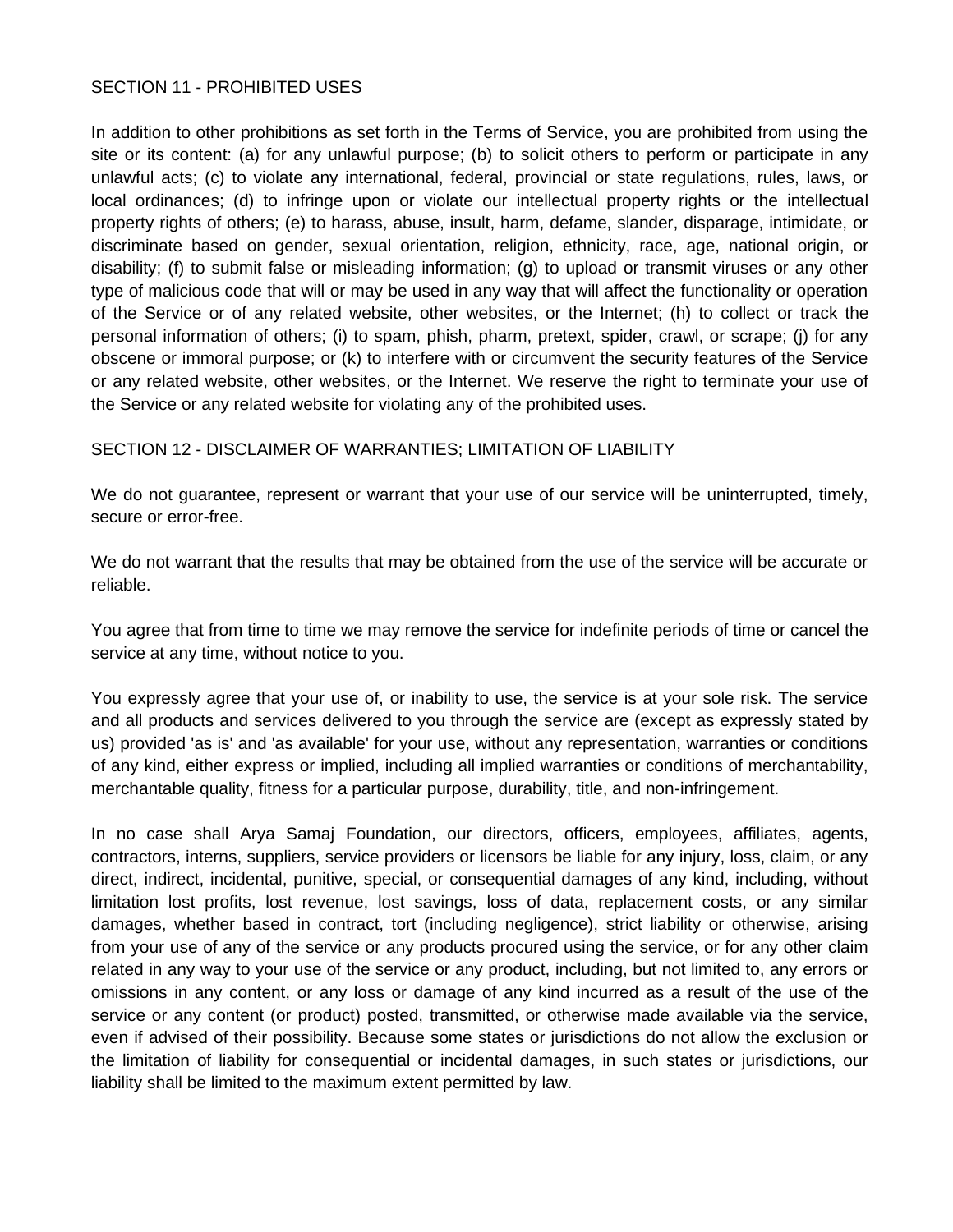## SECTION 11 - PROHIBITED USES

In addition to other prohibitions as set forth in the Terms of Service, you are prohibited from using the site or its content: (a) for any unlawful purpose; (b) to solicit others to perform or participate in any unlawful acts; (c) to violate any international, federal, provincial or state regulations, rules, laws, or local ordinances; (d) to infringe upon or violate our intellectual property rights or the intellectual property rights of others; (e) to harass, abuse, insult, harm, defame, slander, disparage, intimidate, or discriminate based on gender, sexual orientation, religion, ethnicity, race, age, national origin, or disability; (f) to submit false or misleading information; (g) to upload or transmit viruses or any other type of malicious code that will or may be used in any way that will affect the functionality or operation of the Service or of any related website, other websites, or the Internet; (h) to collect or track the personal information of others; (i) to spam, phish, pharm, pretext, spider, crawl, or scrape; (j) for any obscene or immoral purpose; or (k) to interfere with or circumvent the security features of the Service or any related website, other websites, or the Internet. We reserve the right to terminate your use of the Service or any related website for violating any of the prohibited uses.

## SECTION 12 - DISCLAIMER OF WARRANTIES; LIMITATION OF LIABILITY

We do not guarantee, represent or warrant that your use of our service will be uninterrupted, timely, secure or error-free.

We do not warrant that the results that may be obtained from the use of the service will be accurate or reliable.

You agree that from time to time we may remove the service for indefinite periods of time or cancel the service at any time, without notice to you.

You expressly agree that your use of, or inability to use, the service is at your sole risk. The service and all products and services delivered to you through the service are (except as expressly stated by us) provided 'as is' and 'as available' for your use, without any representation, warranties or conditions of any kind, either express or implied, including all implied warranties or conditions of merchantability, merchantable quality, fitness for a particular purpose, durability, title, and non-infringement.

In no case shall Arya Samaj Foundation, our directors, officers, employees, affiliates, agents, contractors, interns, suppliers, service providers or licensors be liable for any injury, loss, claim, or any direct, indirect, incidental, punitive, special, or consequential damages of any kind, including, without limitation lost profits, lost revenue, lost savings, loss of data, replacement costs, or any similar damages, whether based in contract, tort (including negligence), strict liability or otherwise, arising from your use of any of the service or any products procured using the service, or for any other claim related in any way to your use of the service or any product, including, but not limited to, any errors or omissions in any content, or any loss or damage of any kind incurred as a result of the use of the service or any content (or product) posted, transmitted, or otherwise made available via the service, even if advised of their possibility. Because some states or jurisdictions do not allow the exclusion or the limitation of liability for consequential or incidental damages, in such states or jurisdictions, our liability shall be limited to the maximum extent permitted by law.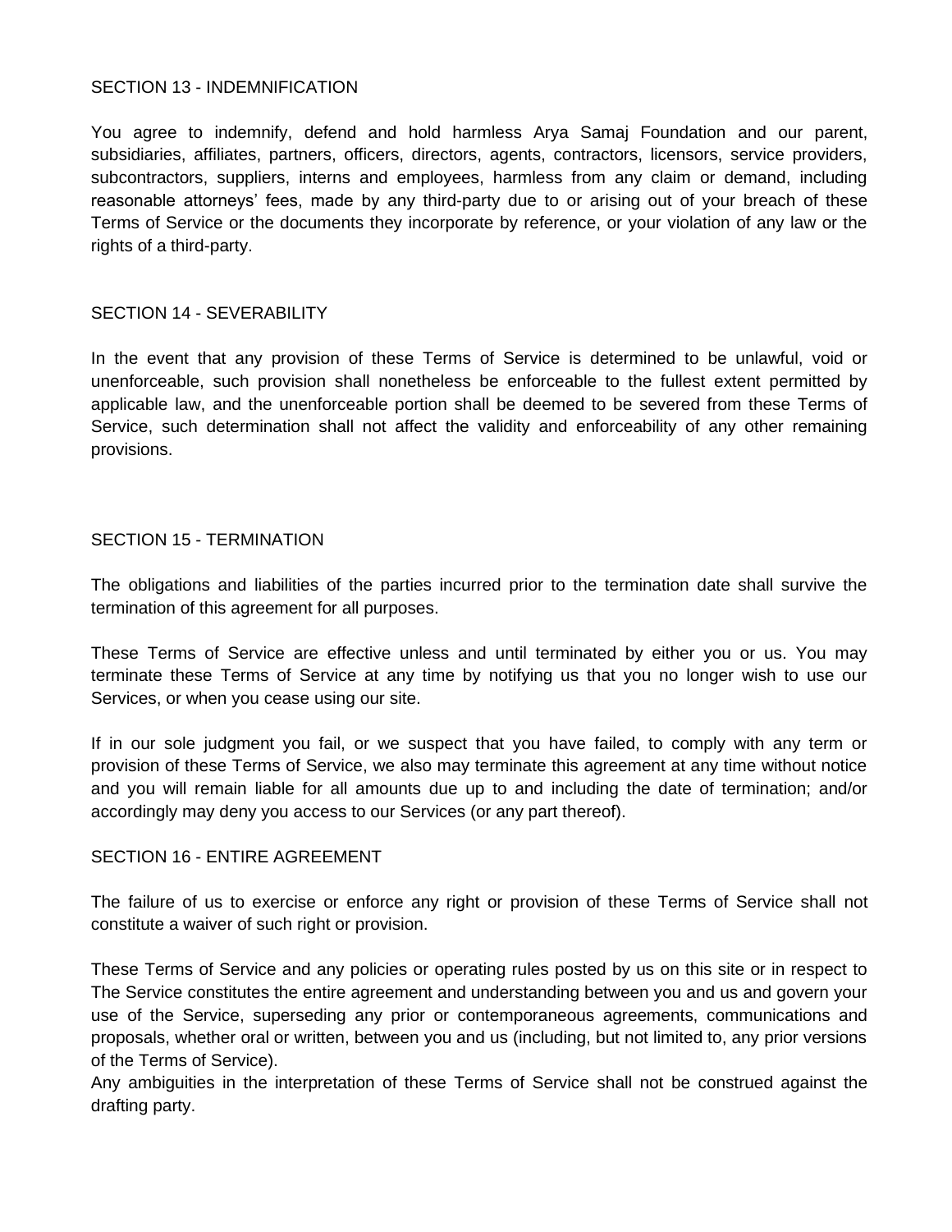## SECTION 13 - INDEMNIFICATION

You agree to indemnify, defend and hold harmless Arya Samaj Foundation and our parent, subsidiaries, affiliates, partners, officers, directors, agents, contractors, licensors, service providers, subcontractors, suppliers, interns and employees, harmless from any claim or demand, including reasonable attorneys' fees, made by any third-party due to or arising out of your breach of these Terms of Service or the documents they incorporate by reference, or your violation of any law or the rights of a third-party.

## SECTION 14 - SEVERABILITY

In the event that any provision of these Terms of Service is determined to be unlawful, void or unenforceable, such provision shall nonetheless be enforceable to the fullest extent permitted by applicable law, and the unenforceable portion shall be deemed to be severed from these Terms of Service, such determination shall not affect the validity and enforceability of any other remaining provisions.

## SECTION 15 - TERMINATION

The obligations and liabilities of the parties incurred prior to the termination date shall survive the termination of this agreement for all purposes.

These Terms of Service are effective unless and until terminated by either you or us. You may terminate these Terms of Service at any time by notifying us that you no longer wish to use our Services, or when you cease using our site.

If in our sole judgment you fail, or we suspect that you have failed, to comply with any term or provision of these Terms of Service, we also may terminate this agreement at any time without notice and you will remain liable for all amounts due up to and including the date of termination; and/or accordingly may deny you access to our Services (or any part thereof).

## SECTION 16 - ENTIRE AGREEMENT

The failure of us to exercise or enforce any right or provision of these Terms of Service shall not constitute a waiver of such right or provision.

These Terms of Service and any policies or operating rules posted by us on this site or in respect to The Service constitutes the entire agreement and understanding between you and us and govern your use of the Service, superseding any prior or contemporaneous agreements, communications and proposals, whether oral or written, between you and us (including, but not limited to, any prior versions of the Terms of Service).
Any ambiguities in the interpretation of these Terms of Service shall not be construed against the drafting party.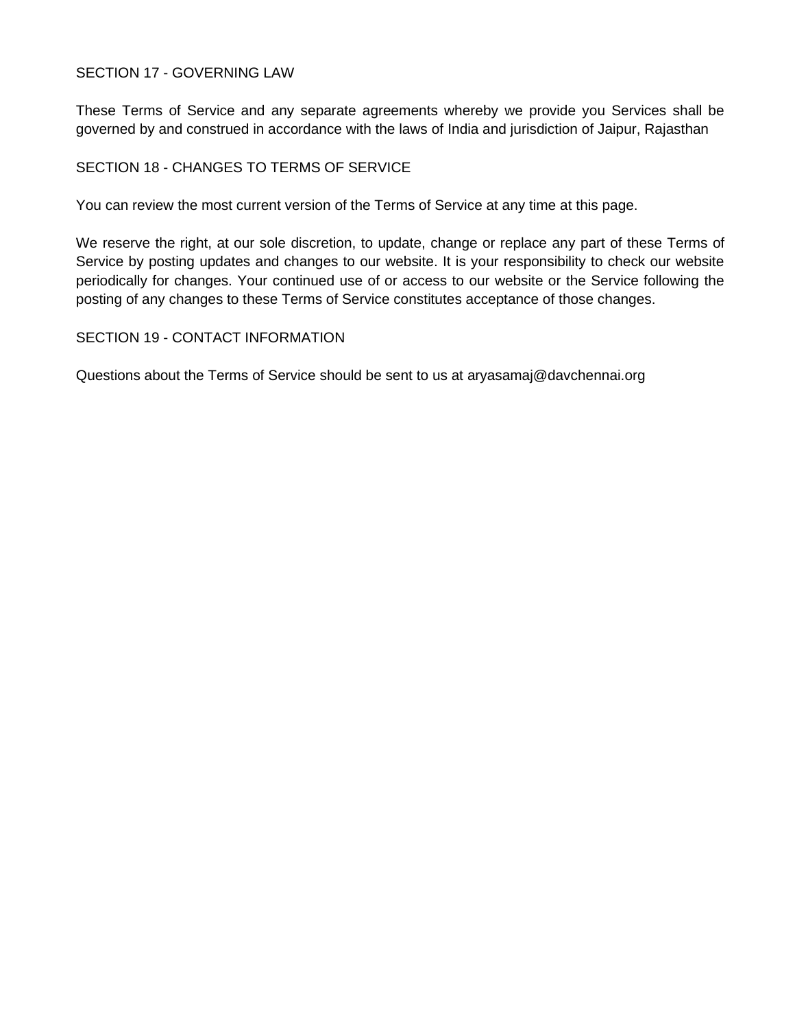## SECTION 17 - GOVERNING LAW

These Terms of Service and any separate agreements whereby we provide you Services shall be governed by and construed in accordance with the laws of India and jurisdiction of Jaipur, Rajasthan

## SECTION 18 - CHANGES TO TERMS OF SERVICE

You can review the most current version of the Terms of Service at any time at this page.

We reserve the right, at our sole discretion, to update, change or replace any part of these Terms of Service by posting updates and changes to our website. It is your responsibility to check our website periodically for changes. Your continued use of or access to our website or the Service following the posting of any changes to these Terms of Service constitutes acceptance of those changes.

## SECTION 19 - CONTACT INFORMATION

Questions about the Terms of Service should be sent to us at aryasamaj@davchennai.org